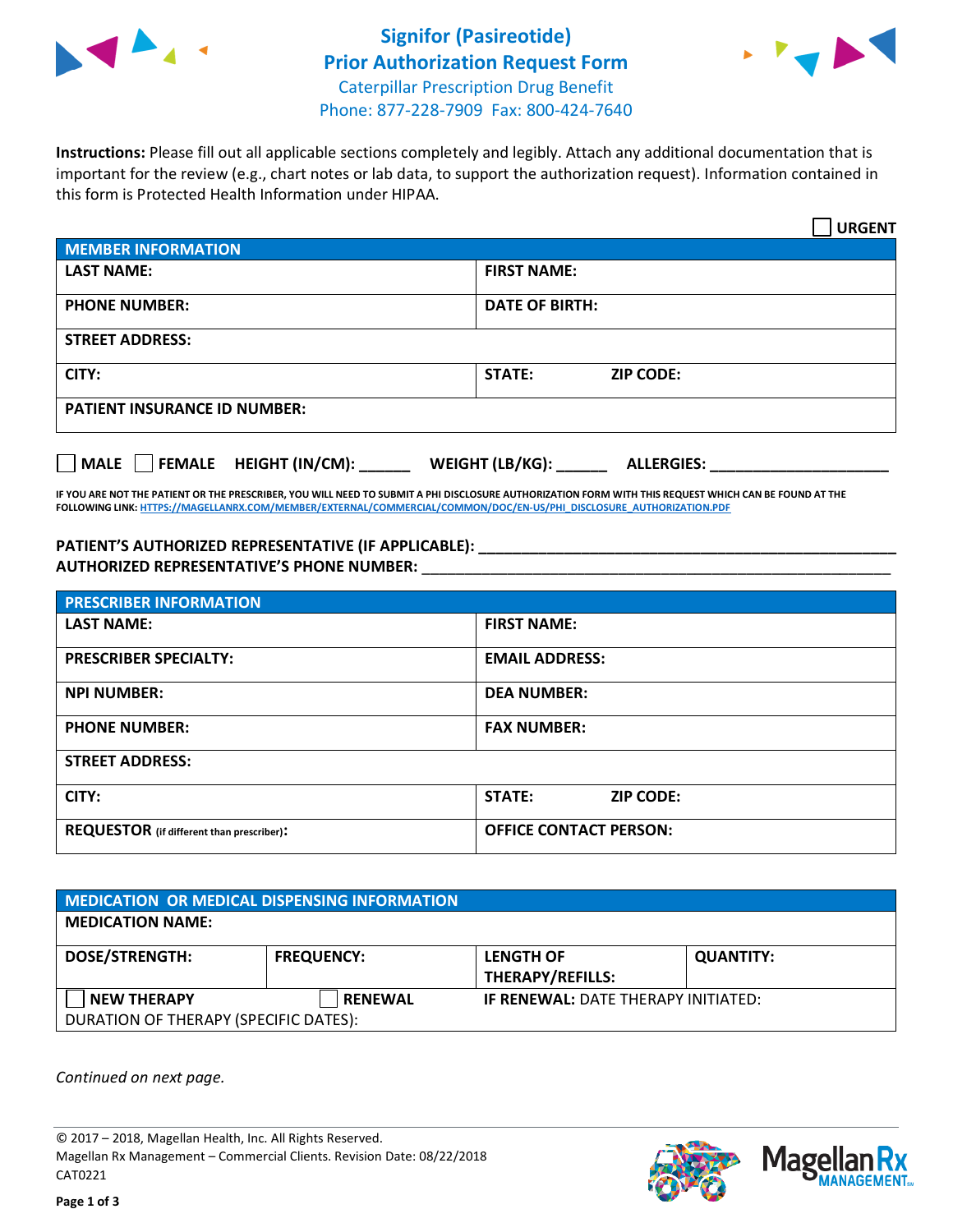# Signifor (Pasireotide) Prior Authorization Request Form

Caterpillar Prescription Drug Benefit
Phone: 877-228-7909 Fax: 800-424-7640

**Instructions:** Please fill out all applicable sections completely and legibly. Attach any additional documentation that is important for the review (e.g., chart notes or lab data, to support the authorization request). Information contained in this form is Protected Health Information under HIPAA.

☐ **URGENT**

| **MEMBER INFORMATION** | |
|---|---|
| **LAST NAME:** | **FIRST NAME:** |
| **PHONE NUMBER:** | **DATE OF BIRTH:** |
| **STREET ADDRESS:** | |
| **CITY:** | **STATE:** **ZIP CODE:** |
| **PATIENT INSURANCE ID NUMBER:** | |

☐ **MALE** ☐ **FEMALE** **HEIGHT (IN/CM):** ______ **WEIGHT (LB/KG):** ______ **ALLERGIES:** ____________________

**IF YOU ARE NOT THE PATIENT OR THE PRESCRIBER, YOU WILL NEED TO SUBMIT A PHI DISCLOSURE AUTHORIZATION FORM WITH THIS REQUEST WHICH CAN BE FOUND AT THE FOLLOWING LINK: HTTPS://MAGELLANRX.COM/MEMBER/EXTERNAL/COMMERCIAL/COMMON/DOC/EN-US/PHI_DISCLOSURE_AUTHORIZATION.PDF**

**PATIENT'S AUTHORIZED REPRESENTATIVE (IF APPLICABLE):** ____________________________________________
**AUTHORIZED REPRESENTATIVE'S PHONE NUMBER:** ____________________________________________

| **PRESCRIBER INFORMATION** | |
|---|---|
| **LAST NAME:** | **FIRST NAME:** |
| **PRESCRIBER SPECIALTY:** | **EMAIL ADDRESS:** |
| **NPI NUMBER:** | **DEA NUMBER:** |
| **PHONE NUMBER:** | **FAX NUMBER:** |
| **STREET ADDRESS:** | |
| **CITY:** | **STATE:** **ZIP CODE:** |
| **REQUESTOR** (if different than prescriber): | **OFFICE CONTACT PERSON:** |

| **MEDICATION OR MEDICAL DISPENSING INFORMATION** | | | |
|---|---|---|---|
| **MEDICATION NAME:** | | | |
| **DOSE/STRENGTH:** | **FREQUENCY:** | **LENGTH OF THERAPY/REFILLS:** | **QUANTITY:** |
| ☐ **NEW THERAPY** | ☐ **RENEWAL** | **IF RENEWAL:** DATE THERAPY INITIATED: | |
| DURATION OF THERAPY (SPECIFIC DATES): | | | |

*Continued on next page.*

© 2017 – 2018, Magellan Health, Inc. All Rights Reserved.
Magellan Rx Management – Commercial Clients. Revision Date: 08/22/2018
CAT0221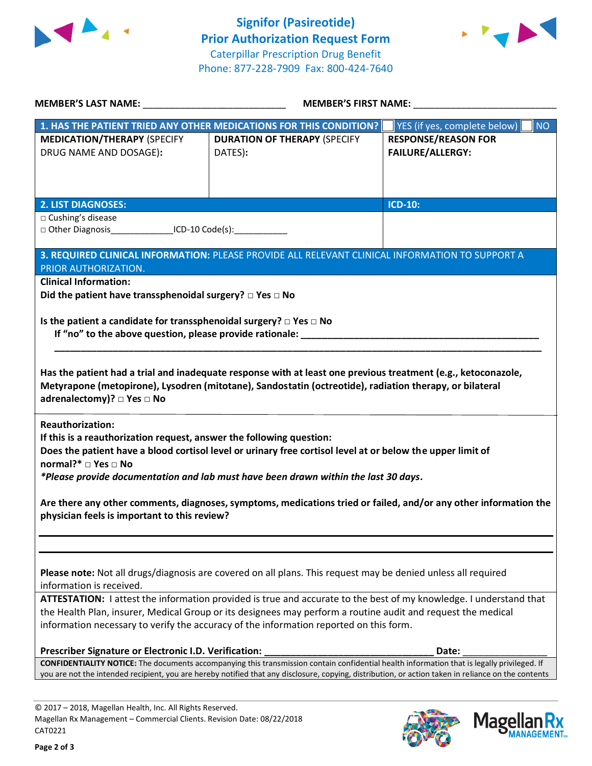# Signifor (Pasireotide) Prior Authorization Request Form

Caterpillar Prescription Drug Benefit
Phone: 877-228-7909 Fax: 800-424-7640

**MEMBER'S LAST NAME:** ___________________________ **MEMBER'S FIRST NAME:** ___________________________

| **1. HAS THE PATIENT TRIED ANY OTHER MEDICATIONS FOR THIS CONDITION?** | | ☐ YES (if yes, complete below) ☐ NO |
|---|---|---|
| **MEDICATION/THERAPY** (SPECIFY DRUG NAME AND DOSAGE): | **DURATION OF THERAPY** (SPECIFY DATES): | **RESPONSE/REASON FOR FAILURE/ALLERGY:** |
| | | |

| **2. LIST DIAGNOSES:** | **ICD-10:** |
|---|---|
| □ Cushing's disease<br>□ Other Diagnosis_____________ICD-10 Code(s):___________ | |

**3. REQUIRED CLINICAL INFORMATION:** PLEASE PROVIDE ALL RELEVANT CLINICAL INFORMATION TO SUPPORT A PRIOR AUTHORIZATION.

**Clinical Information:**

**Did the patient have transsphenoidal surgery? □ Yes □ No**

**Is the patient a candidate for transsphenoidal surgery? □ Yes □ No**
**If "no" to the above question, please provide rationale:** _______________________________________________
_____________________________________________________________________________________________

**Has the patient had a trial and inadequate response with at least one previous treatment (e.g., ketoconazole, Metyrapone (metopirone), Lysodren (mitotane), Sandostatin (octreotide), radiation therapy, or bilateral adrenalectomy)? □ Yes □ No**

**Reauthorization:**
**If this is a reauthorization request, answer the following question:**
**Does the patient have a blood cortisol level or urinary free cortisol level at or below the upper limit of normal?* □ Yes □ No**
***Please provide documentation and lab must have been drawn within the last 30 days.***

**Are there any other comments, diagnoses, symptoms, medications tried or failed, and/or any other information the physician feels is important to this review?**

_____________________________________________________________________________________________

_____________________________________________________________________________________________

**Please note:** Not all drugs/diagnosis are covered on all plans. This request may be denied unless all required information is received.

**ATTESTATION:** I attest the information provided is true and accurate to the best of my knowledge. I understand that the Health Plan, insurer, Medical Group or its designees may perform a routine audit and request the medical information necessary to verify the accuracy of the information reported on this form.

**Prescriber Signature or Electronic I.D. Verification:** ________________________________ **Date:** ________________

**CONFIDENTIALITY NOTICE:** The documents accompanying this transmission contain confidential health information that is legally privileged. If you are not the intended recipient, you are hereby notified that any disclosure, copying, distribution, or action taken in reliance on the contents

© 2017 – 2018, Magellan Health, Inc. All Rights Reserved.
Magellan Rx Management – Commercial Clients. Revision Date: 08/22/2018
CAT0221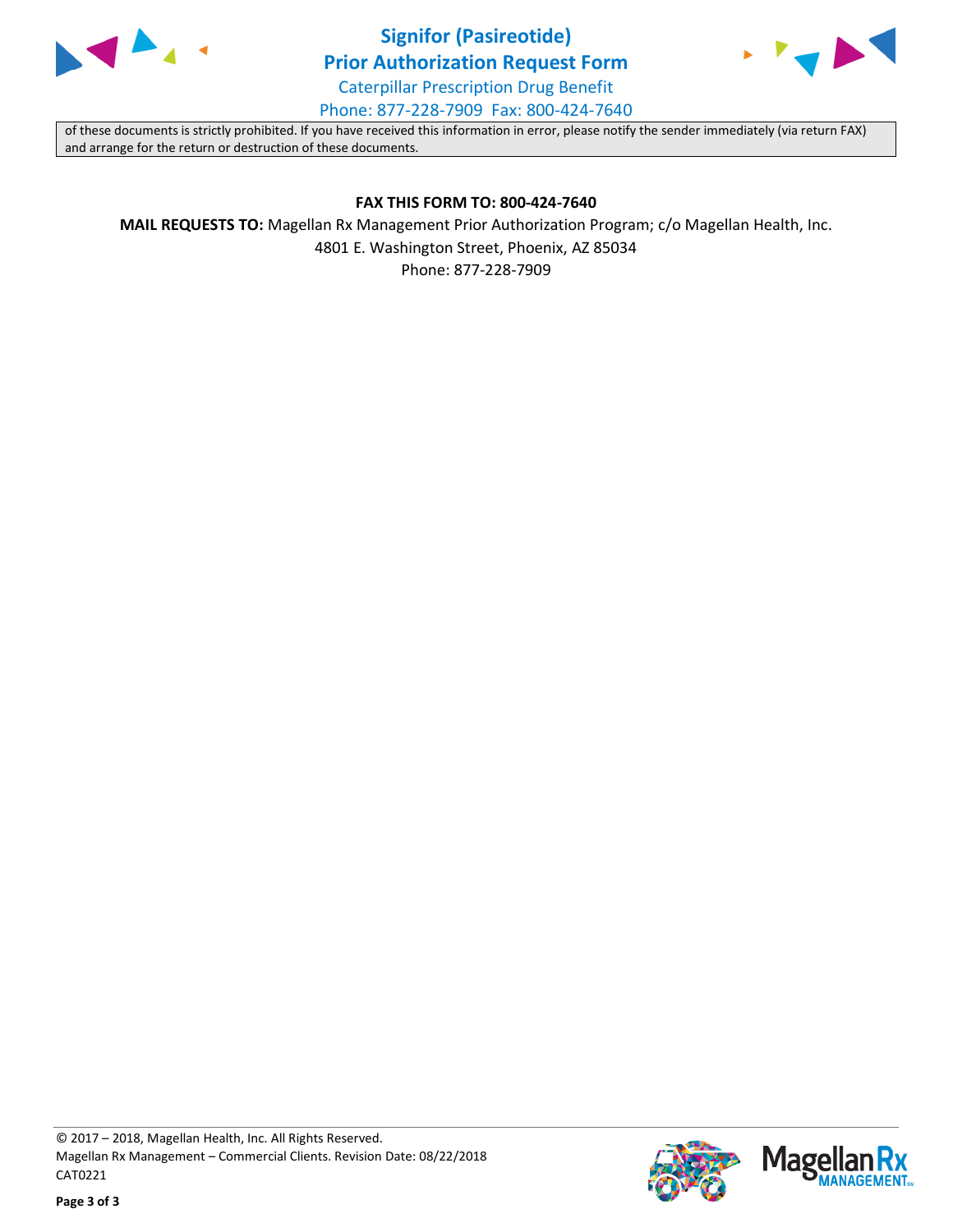of these documents is strictly prohibited. If you have received this information in error, please notify the sender immediately (via return FAX) and arrange for the return or destruction of these documents.

**FAX THIS FORM TO: 800-424-7640**

**MAIL REQUESTS TO:** Magellan Rx Management Prior Authorization Program; c/o Magellan Health, Inc.
4801 E. Washington Street, Phoenix, AZ 85034
Phone: 877-228-7909

© 2017 – 2018, Magellan Health, Inc. All Rights Reserved.
Magellan Rx Management – Commercial Clients. Revision Date: 08/22/2018
CAT0221